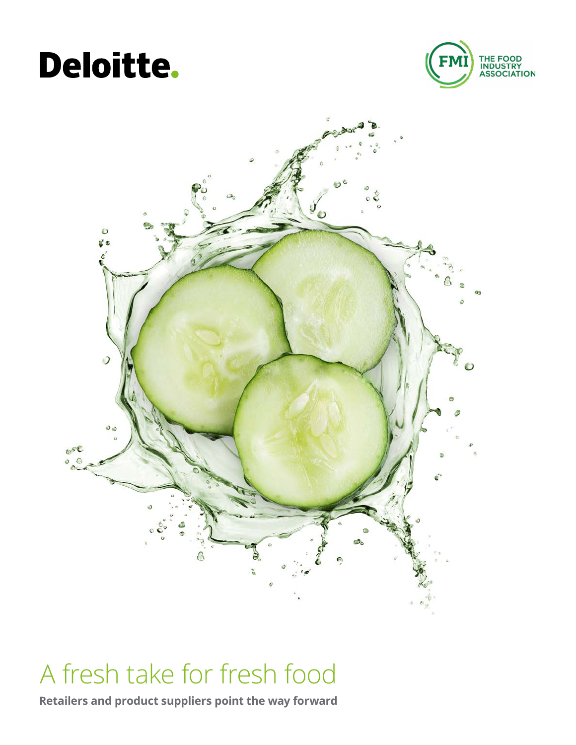Deloitte.

FMI THE FOOD INDUSTRY ASSOCIATION

# A fresh take for fresh food

**Retailers and product suppliers point the way forward**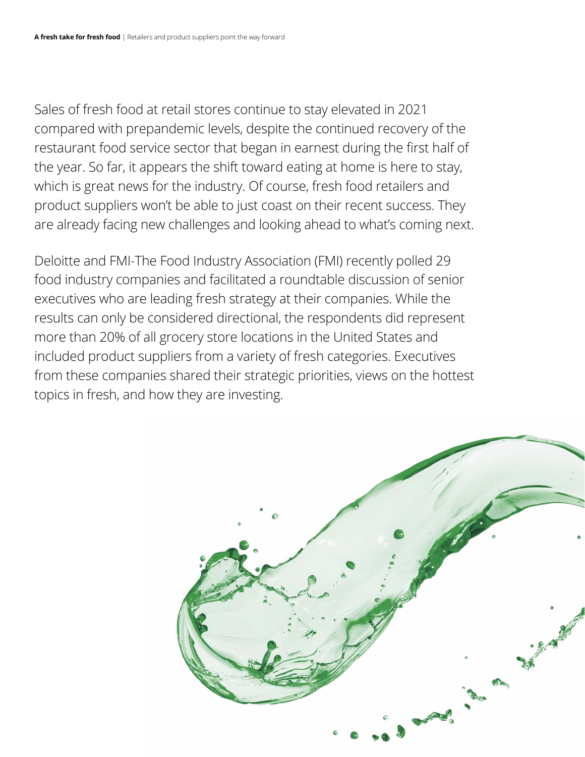Sales of fresh food at retail stores continue to stay elevated in 2021 compared with prepandemic levels, despite the continued recovery of the restaurant food service sector that began in earnest during the first half of the year. So far, it appears the shift toward eating at home is here to stay, which is great news for the industry. Of course, fresh food retailers and product suppliers won't be able to just coast on their recent success. They are already facing new challenges and looking ahead to what's coming next.

Deloitte and FMI-The Food Industry Association (FMI) recently polled 29 food industry companies and facilitated a roundtable discussion of senior executives who are leading fresh strategy at their companies. While the results can only be considered directional, the respondents did represent more than 20% of all grocery store locations in the United States and included product suppliers from a variety of fresh categories. Executives from these companies shared their strategic priorities, views on the hottest topics in fresh, and how they are investing.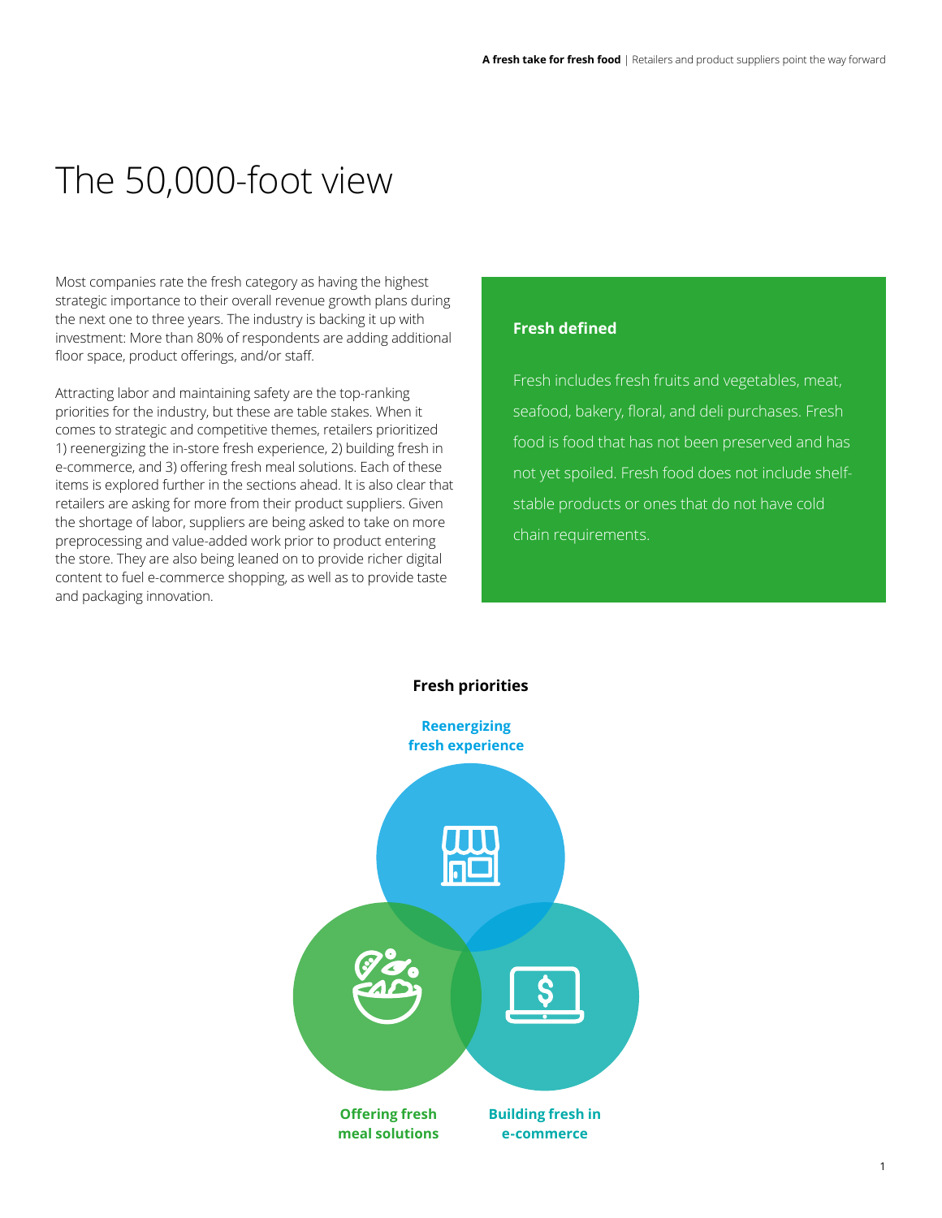# The 50,000-foot view

Most companies rate the fresh category as having the highest strategic importance to their overall revenue growth plans during the next one to three years. The industry is backing it up with investment: More than 80% of respondents are adding additional floor space, product offerings, and/or staff.

Attracting labor and maintaining safety are the top-ranking priorities for the industry, but these are table stakes. When it comes to strategic and competitive themes, retailers prioritized 1) reenergizing the in-store fresh experience, 2) building fresh in e-commerce, and 3) offering fresh meal solutions. Each of these items is explored further in the sections ahead. It is also clear that retailers are asking for more from their product suppliers. Given the shortage of labor, suppliers are being asked to take on more preprocessing and value-added work prior to product entering the store. They are also being leaned on to provide richer digital content to fuel e-commerce shopping, as well as to provide taste and packaging innovation.

### Fresh defined

Fresh includes fresh fruits and vegetables, meat, seafood, bakery, floral, and deli purchases. Fresh food is food that has not been preserved and has not yet spoiled. Fresh food does not include shelf-stable products or ones that do not have cold chain requirements.

**Fresh priorities**

**Reenergizing fresh experience**

**Offering fresh meal solutions**

**Building fresh in e-commerce**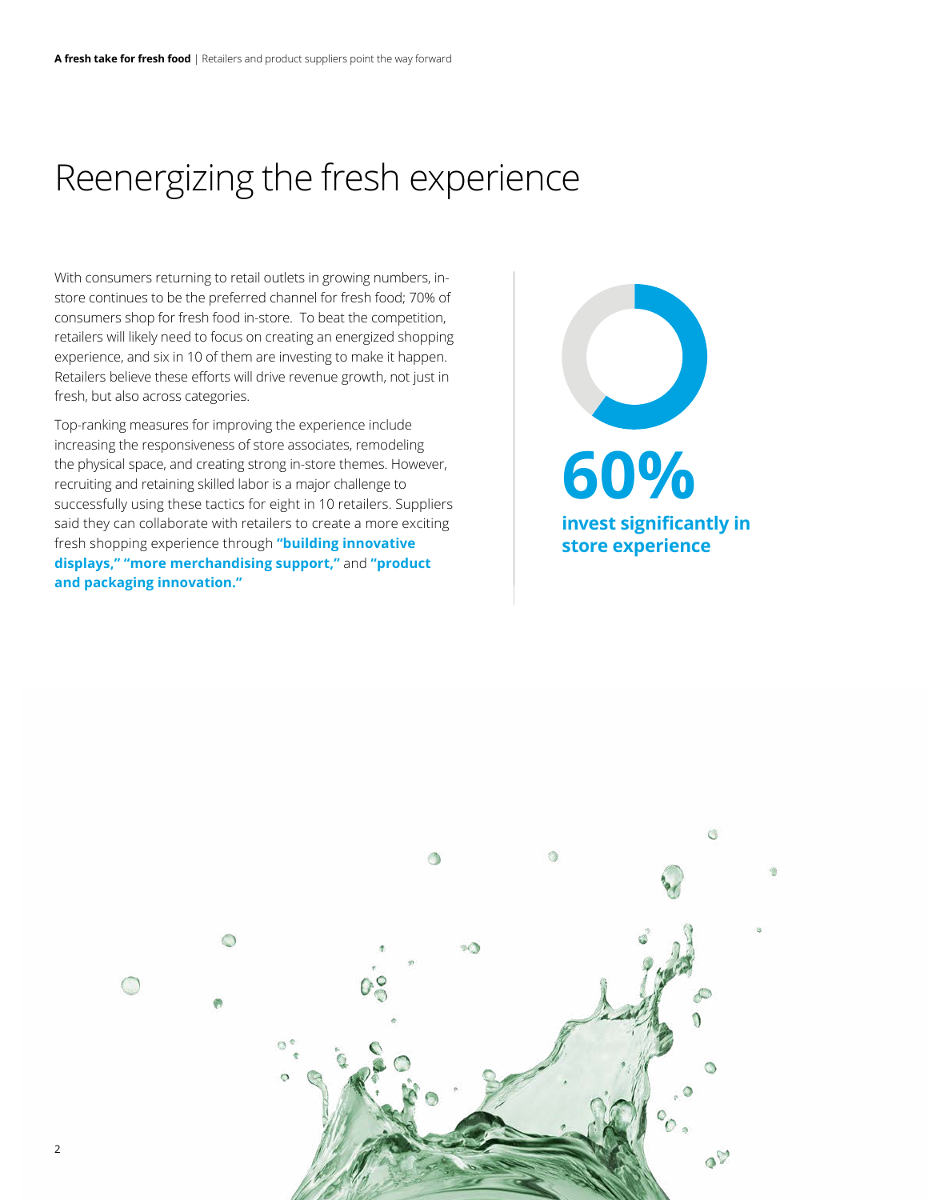# Reenergizing the fresh experience

With consumers returning to retail outlets in growing numbers, in-store continues to be the preferred channel for fresh food; 70% of consumers shop for fresh food in-store. To beat the competition, retailers will likely need to focus on creating an energized shopping experience, and six in 10 of them are investing to make it happen. Retailers believe these efforts will drive revenue growth, not just in fresh, but also across categories.

Top-ranking measures for improving the experience include increasing the responsiveness of store associates, remodeling the physical space, and creating strong in-store themes. However, recruiting and retaining skilled labor is a major challenge to successfully using these tactics for eight in 10 retailers. Suppliers said they can collaborate with retailers to create a more exciting fresh shopping experience through **"building innovative displays," "more merchandising support,"** and **"product and packaging innovation."**

**60%**

**invest significantly in store experience**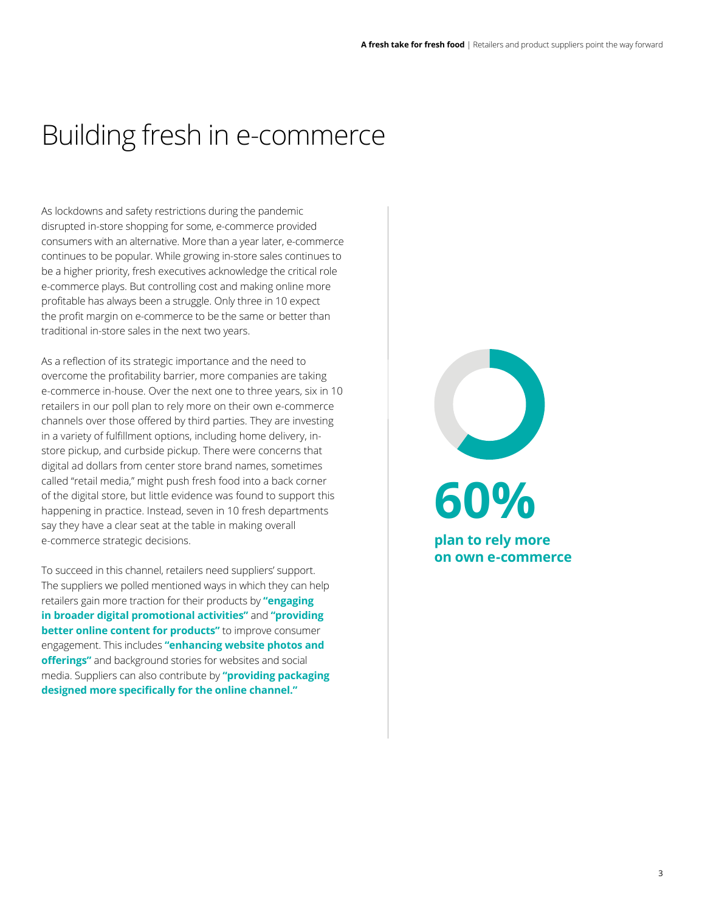# Building fresh in e-commerce

As lockdowns and safety restrictions during the pandemic disrupted in-store shopping for some, e-commerce provided consumers with an alternative. More than a year later, e-commerce continues to be popular. While growing in-store sales continues to be a higher priority, fresh executives acknowledge the critical role e-commerce plays. But controlling cost and making online more profitable has always been a struggle. Only three in 10 expect the profit margin on e-commerce to be the same or better than traditional in-store sales in the next two years.

As a reflection of its strategic importance and the need to overcome the profitability barrier, more companies are taking e-commerce in-house. Over the next one to three years, six in 10 retailers in our poll plan to rely more on their own e-commerce channels over those offered by third parties. They are investing in a variety of fulfillment options, including home delivery, in-store pickup, and curbside pickup. There were concerns that digital ad dollars from center store brand names, sometimes called "retail media," might push fresh food into a back corner of the digital store, but little evidence was found to support this happening in practice. Instead, seven in 10 fresh departments say they have a clear seat at the table in making overall e-commerce strategic decisions.

To succeed in this channel, retailers need suppliers' support. The suppliers we polled mentioned ways in which they can help retailers gain more traction for their products by **"engaging in broader digital promotional activities"** and **"providing better online content for products"** to improve consumer engagement. This includes **"enhancing website photos and offerings"** and background stories for websites and social media. Suppliers can also contribute by **"providing packaging designed more specifically for the online channel."**

**60%**

**plan to rely more on own e-commerce**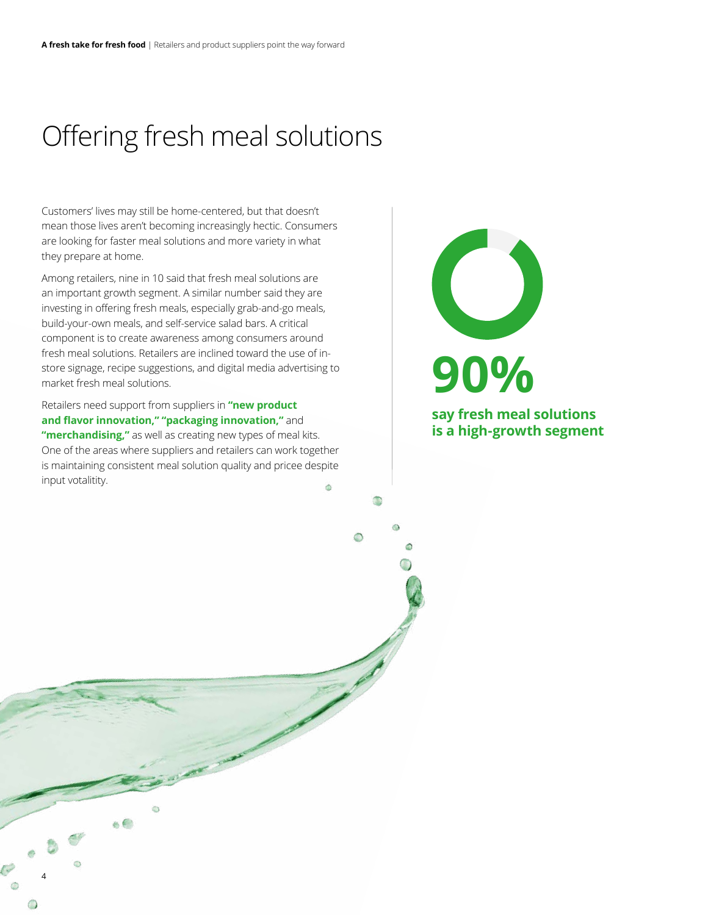# Offering fresh meal solutions

Customers' lives may still be home-centered, but that doesn't mean those lives aren't becoming increasingly hectic. Consumers are looking for faster meal solutions and more variety in what they prepare at home.

Among retailers, nine in 10 said that fresh meal solutions are an important growth segment. A similar number said they are investing in offering fresh meals, especially grab-and-go meals, build-your-own meals, and self-service salad bars. A critical component is to create awareness among consumers around fresh meal solutions. Retailers are inclined toward the use of in-store signage, recipe suggestions, and digital media advertising to market fresh meal solutions.

Retailers need support from suppliers in **"new product and flavor innovation," "packaging innovation,"** and **"merchandising,"** as well as creating new types of meal kits. One of the areas where suppliers and retailers can work together is maintaining consistent meal solution quality and pricee despite input volatitity.

**90%**

**say fresh meal solutions is a high-growth segment**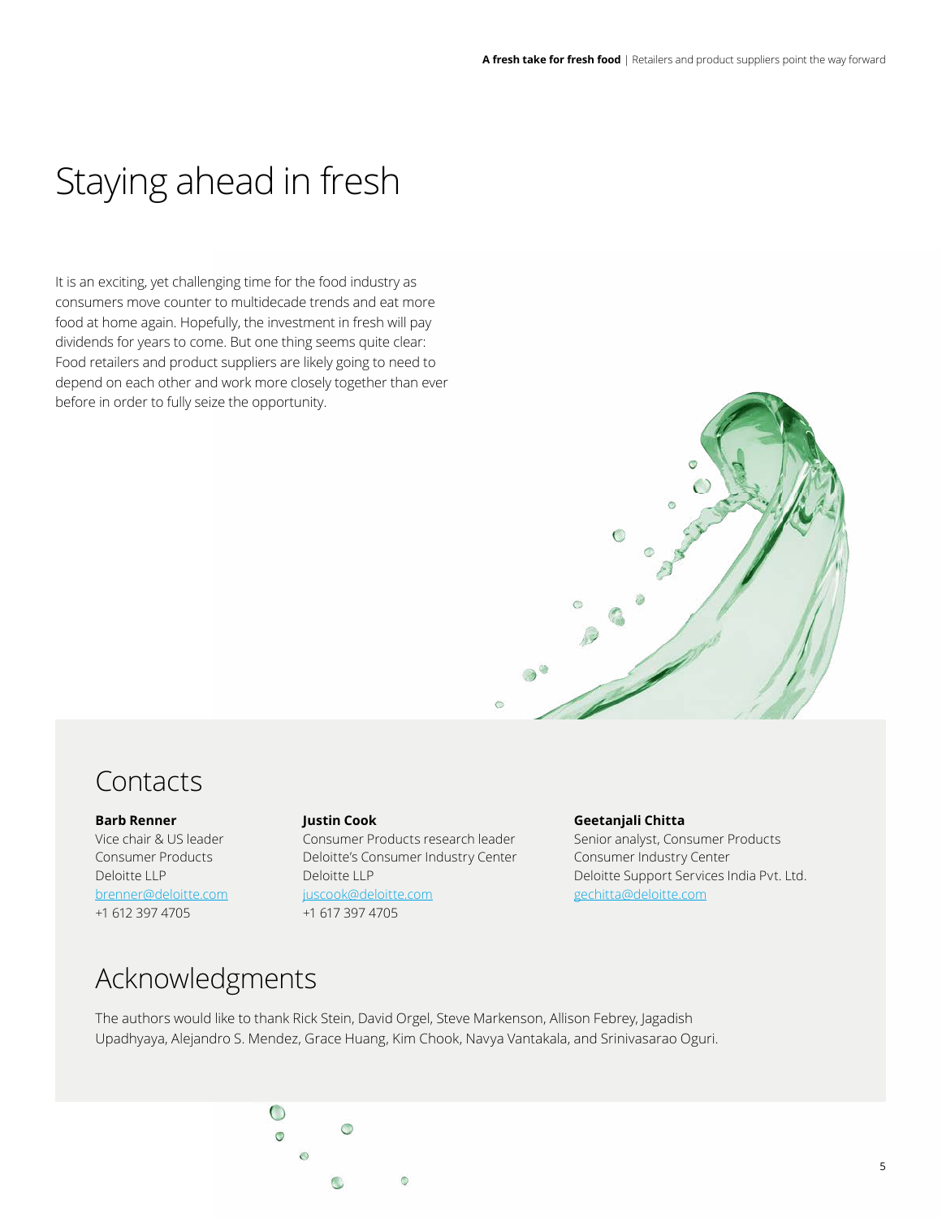# Staying ahead in fresh

It is an exciting, yet challenging time for the food industry as consumers move counter to multidecade trends and eat more food at home again. Hopefully, the investment in fresh will pay dividends for years to come. But one thing seems quite clear: Food retailers and product suppliers are likely going to need to depend on each other and work more closely together than ever before in order to fully seize the opportunity.

## Contacts

**Barb Renner**
Vice chair & US leader
Consumer Products
Deloitte LLP
brenner@deloitte.com
+1 612 397 4705

**Justin Cook**
Consumer Products research leader
Deloitte's Consumer Industry Center
Deloitte LLP
juscook@deloitte.com
+1 617 397 4705

**Geetanjali Chitta**
Senior analyst, Consumer Products
Consumer Industry Center
Deloitte Support Services India Pvt. Ltd.
gechitta@deloitte.com

## Acknowledgments

The authors would like to thank Rick Stein, David Orgel, Steve Markenson, Allison Febrey, Jagadish Upadhyaya, Alejandro S. Mendez, Grace Huang, Kim Chook, Navya Vantakala, and Srinivasarao Oguri.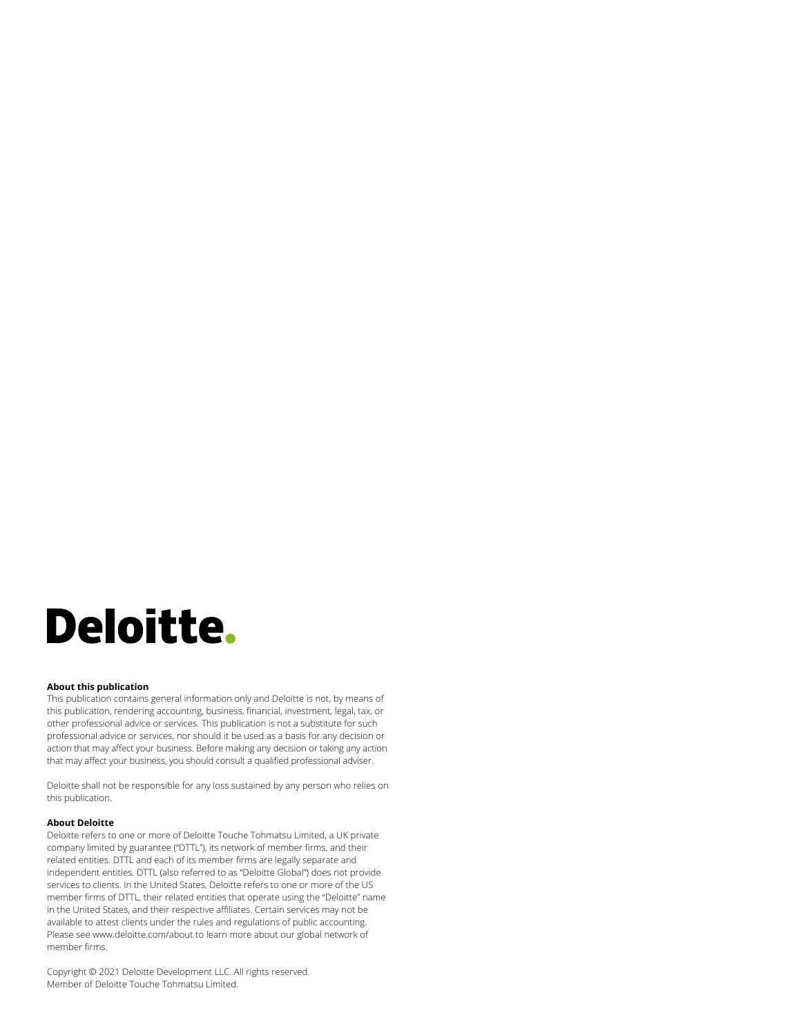Deloitte.

**About this publication**

This publication contains general information only and Deloitte is not, by means of this publication, rendering accounting, business, financial, investment, legal, tax, or other professional advice or services. This publication is not a substitute for such professional advice or services, nor should it be used as a basis for any decision or action that may affect your business. Before making any decision or taking any action that may affect your business, you should consult a qualified professional adviser.

Deloitte shall not be responsible for any loss sustained by any person who relies on this publication.

**About Deloitte**

Deloitte refers to one or more of Deloitte Touche Tohmatsu Limited, a UK private company limited by guarantee ("DTTL"), its network of member firms, and their related entities. DTTL and each of its member firms are legally separate and independent entities. DTTL (also referred to as "Deloitte Global") does not provide services to clients. In the United States, Deloitte refers to one or more of the US member firms of DTTL, their related entities that operate using the "Deloitte" name in the United States, and their respective affiliates. Certain services may not be available to attest clients under the rules and regulations of public accounting. Please see www.deloitte.com/about to learn more about our global network of member firms.

Copyright © 2021 Deloitte Development LLC. All rights reserved.
Member of Deloitte Touche Tohmatsu Limited.